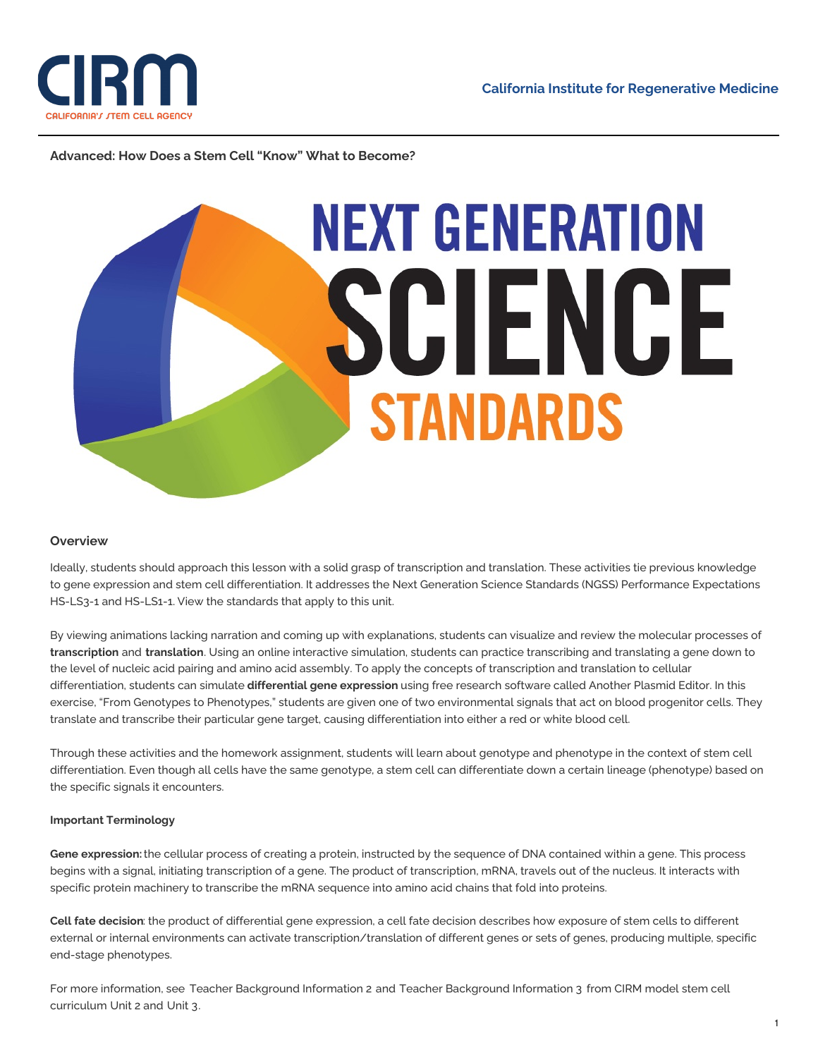**California Institute for Regenerative Medicine**

**Advanced: How Does a Stem Cell "Know" What to Become?**

NEXT GENERATION SCIENCE STANDARDS

## Overview

Ideally, students should approach this lesson with a solid grasp of transcription and translation. These activities tie previous knowledge to gene expression and stem cell differentiation. It addresses the Next Generation Science Standards (NGSS) Performance Expectations HS-LS3-1 and HS-LS1-1. View the standards that apply to this unit.

By viewing animations lacking narration and coming up with explanations, students can visualize and review the molecular processes of **transcription** and **translation**. Using an online interactive simulation, students can practice transcribing and translating a gene down to the level of nucleic acid pairing and amino acid assembly. To apply the concepts of transcription and translation to cellular differentiation, students can simulate **differential gene expression** using free research software called Another Plasmid Editor. In this exercise, "From Genotypes to Phenotypes," students are given one of two environmental signals that act on blood progenitor cells. They translate and transcribe their particular gene target, causing differentiation into either a red or white blood cell.

Through these activities and the homework assignment, students will learn about genotype and phenotype in the context of stem cell differentiation. Even though all cells have the same genotype, a stem cell can differentiate down a certain lineage (phenotype) based on the specific signals it encounters.

### Important Terminology

**Gene expression:** the cellular process of creating a protein, instructed by the sequence of DNA contained within a gene. This process begins with a signal, initiating transcription of a gene. The product of transcription, mRNA, travels out of the nucleus. It interacts with specific protein machinery to transcribe the mRNA sequence into amino acid chains that fold into proteins.

**Cell fate decision**: the product of differential gene expression, a cell fate decision describes how exposure of stem cells to different external or internal environments can activate transcription/translation of different genes or sets of genes, producing multiple, specific end-stage phenotypes.

For more information, see Teacher Background Information 2 and Teacher Background Information 3 from CIRM model stem cell curriculum Unit 2 and Unit 3.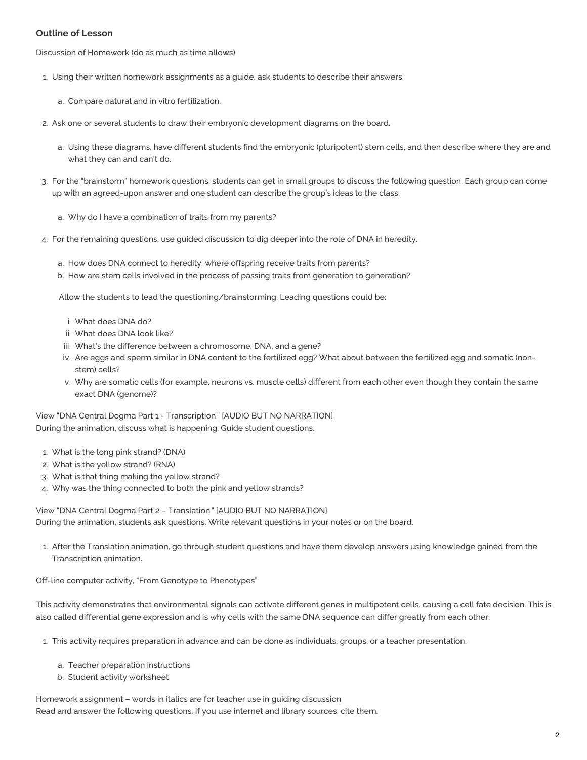**Outline of Lesson**

Discussion of Homework (do as much as time allows)

1. Using their written homework assignments as a guide, ask students to describe their answers.
    a. Compare natural and in vitro fertilization.
2. Ask one or several students to draw their embryonic development diagrams on the board.
    a. Using these diagrams, have different students find the embryonic (pluripotent) stem cells, and then describe where they are and what they can and can't do.
3. For the "brainstorm" homework questions, students can get in small groups to discuss the following question. Each group can come up with an agreed-upon answer and one student can describe the group's ideas to the class.
    a. Why do I have a combination of traits from my parents?
4. For the remaining questions, use guided discussion to dig deeper into the role of DNA in heredity.
    a. How does DNA connect to heredity, where offspring receive traits from parents?
    b. How are stem cells involved in the process of passing traits from generation to generation?

    Allow the students to lead the questioning/brainstorming. Leading questions could be:

    i. What does DNA do?
    ii. What does DNA look like?
    iii. What's the difference between a chromosome, DNA, and a gene?
    iv. Are eggs and sperm similar in DNA content to the fertilized egg? What about between the fertilized egg and somatic (non-stem) cells?
    v. Why are somatic cells (for example, neurons vs. muscle cells) different from each other even though they contain the same exact DNA (genome)?

View "DNA Central Dogma Part 1 - Transcription" [AUDIO BUT NO NARRATION]
During the animation, discuss what is happening. Guide student questions.

1. What is the long pink strand? (DNA)
2. What is the yellow strand? (RNA)
3. What is that thing making the yellow strand?
4. Why was the thing connected to both the pink and yellow strands?

View "DNA Central Dogma Part 2 – Translation" [AUDIO BUT NO NARRATION]
During the animation, students ask questions. Write relevant questions in your notes or on the board.

1. After the Translation animation, go through student questions and have them develop answers using knowledge gained from the Transcription animation.

Off-line computer activity, "From Genotype to Phenotypes"

This activity demonstrates that environmental signals can activate different genes in multipotent cells, causing a cell fate decision. This is also called differential gene expression and is why cells with the same DNA sequence can differ greatly from each other.

1. This activity requires preparation in advance and can be done as individuals, groups, or a teacher presentation.
    a. Teacher preparation instructions
    b. Student activity worksheet

Homework assignment – words in italics are for teacher use in guiding discussion
Read and answer the following questions. If you use internet and library sources, cite them.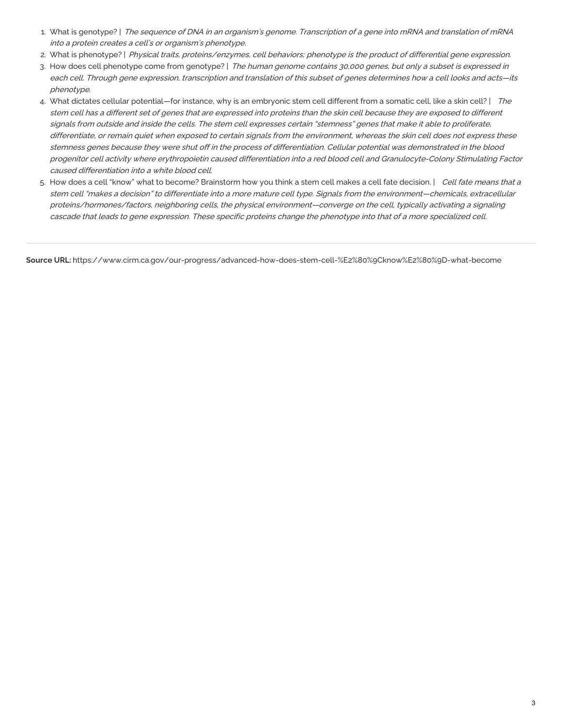1. What is genotype? | *The sequence of DNA in an organism's genome. Transcription of a gene into mRNA and translation of mRNA into a protein creates a cell's or organism's phenotype.*
2. What is phenotype? | *Physical traits, proteins/enzymes, cell behaviors; phenotype is the product of differential gene expression.*
3. How does cell phenotype come from genotype? | *The human genome contains 30,000 genes, but only a subset is expressed in each cell. Through gene expression, transcription and translation of this subset of genes determines how a cell looks and acts—its phenotype.*
4. What dictates cellular potential—for instance, why is an embryonic stem cell different from a somatic cell, like a skin cell? | *The stem cell has a different set of genes that are expressed into proteins than the skin cell because they are exposed to different signals from outside and inside the cells. The stem cell expresses certain "stemness" genes that make it able to proliferate, differentiate, or remain quiet when exposed to certain signals from the environment, whereas the skin cell does not express these stemness genes because they were shut off in the process of differentiation. Cellular potential was demonstrated in the blood progenitor cell activity where erythropoietin caused differentiation into a red blood cell and Granulocyte-Colony Stimulating Factor caused differentiation into a white blood cell.*
5. How does a cell "know" what to become? Brainstorm how you think a stem cell makes a cell fate decision. | *Cell fate means that a stem cell "makes a decision" to differentiate into a more mature cell type. Signals from the environment—chemicals, extracellular proteins/hormones/factors, neighboring cells, the physical environment—converge on the cell, typically activating a signaling cascade that leads to gene expression. These specific proteins change the phenotype into that of a more specialized cell.*

---

**Source URL:** https://www.cirm.ca.gov/our-progress/advanced-how-does-stem-cell-%E2%80%9Cknow%E2%80%9D-what-become